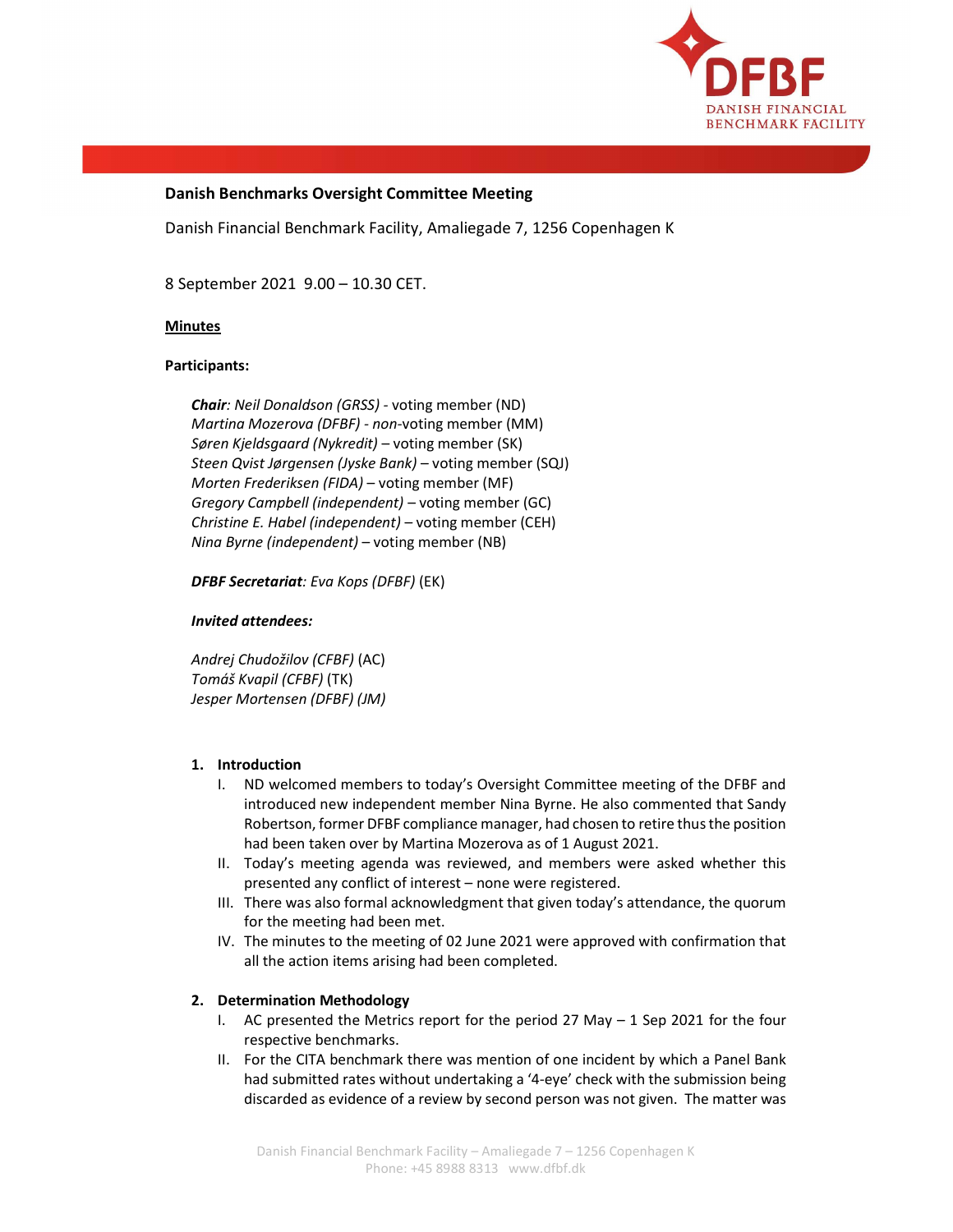**Danish Benchmarks Oversight Committee Meeting**

Danish Financial Benchmark Facility, Amaliegade 7, 1256 Copenhagen K

8 September 2021 9.00 – 10.30 CET.

**Minutes**

**Participants:**

***Chair****: Neil Donaldson (GRSS)* - voting member (ND)
*Martina Mozerova (DFBF) - non*-voting member (MM)
*Søren Kjeldsgaard (Nykredit)* – voting member (SK)
*Steen Qvist Jørgensen (Jyske Bank)* – voting member (SQJ)
*Morten Frederiksen (FIDA)* – voting member (MF)
*Gregory Campbell (independent)* – voting member (GC)
*Christine E. Habel (independent)* – voting member (CEH)
*Nina Byrne (independent)* – voting member (NB)

***DFBF Secretariat****: Eva Kops (DFBF)* (EK)

***Invited attendees:***

*Andrej Chudožilov (CFBF)* (AC)
*Tomáš Kvapil (CFBF)* (TK)
*Jesper Mortensen (DFBF) (JM)*

1. **Introduction**
   I. ND welcomed members to today's Oversight Committee meeting of the DFBF and introduced new independent member Nina Byrne. He also commented that Sandy Robertson, former DFBF compliance manager, had chosen to retire thus the position had been taken over by Martina Mozerova as of 1 August 2021.
   II. Today's meeting agenda was reviewed, and members were asked whether this presented any conflict of interest – none were registered.
   III. There was also formal acknowledgment that given today's attendance, the quorum for the meeting had been met.
   IV. The minutes to the meeting of 02 June 2021 were approved with confirmation that all the action items arising had been completed.

2. **Determination Methodology**
   I. AC presented the Metrics report for the period 27 May – 1 Sep 2021 for the four respective benchmarks.
   II. For the CITA benchmark there was mention of one incident by which a Panel Bank had submitted rates without undertaking a '4-eye' check with the submission being discarded as evidence of a review by second person was not given. The matter was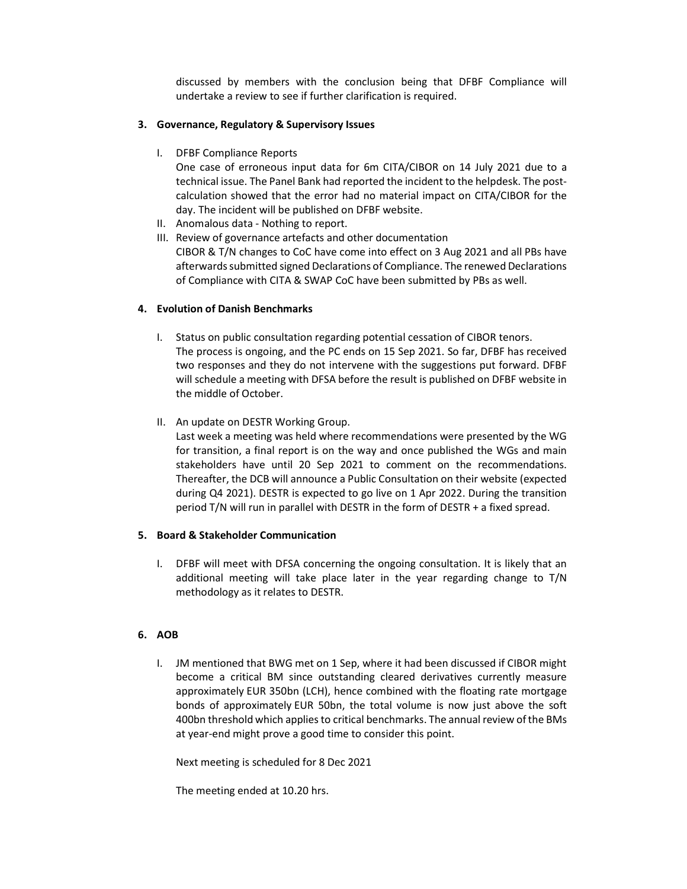discussed by members with the conclusion being that DFBF Compliance will undertake a review to see if further clarification is required.

**3. Governance, Regulatory & Supervisory Issues**

I. DFBF Compliance Reports
One case of erroneous input data for 6m CITA/CIBOR on 14 July 2021 due to a technical issue. The Panel Bank had reported the incident to the helpdesk. The post-calculation showed that the error had no material impact on CITA/CIBOR for the day. The incident will be published on DFBF website.

II. Anomalous data - Nothing to report.

III. Review of governance artefacts and other documentation
CIBOR & T/N changes to CoC have come into effect on 3 Aug 2021 and all PBs have afterwards submitted signed Declarations of Compliance. The renewed Declarations of Compliance with CITA & SWAP CoC have been submitted by PBs as well.

**4. Evolution of Danish Benchmarks**

I. Status on public consultation regarding potential cessation of CIBOR tenors.
The process is ongoing, and the PC ends on 15 Sep 2021. So far, DFBF has received two responses and they do not intervene with the suggestions put forward. DFBF will schedule a meeting with DFSA before the result is published on DFBF website in the middle of October.

II. An update on DESTR Working Group.
Last week a meeting was held where recommendations were presented by the WG for transition, a final report is on the way and once published the WGs and main stakeholders have until 20 Sep 2021 to comment on the recommendations. Thereafter, the DCB will announce a Public Consultation on their website (expected during Q4 2021). DESTR is expected to go live on 1 Apr 2022. During the transition period T/N will run in parallel with DESTR in the form of DESTR + a fixed spread.

**5. Board & Stakeholder Communication**

I. DFBF will meet with DFSA concerning the ongoing consultation. It is likely that an additional meeting will take place later in the year regarding change to T/N methodology as it relates to DESTR.

**6. AOB**

I. JM mentioned that BWG met on 1 Sep, where it had been discussed if CIBOR might become a critical BM since outstanding cleared derivatives currently measure approximately EUR 350bn (LCH), hence combined with the floating rate mortgage bonds of approximately EUR 50bn, the total volume is now just above the soft 400bn threshold which applies to critical benchmarks. The annual review of the BMs at year-end might prove a good time to consider this point.

Next meeting is scheduled for 8 Dec 2021

The meeting ended at 10.20 hrs.